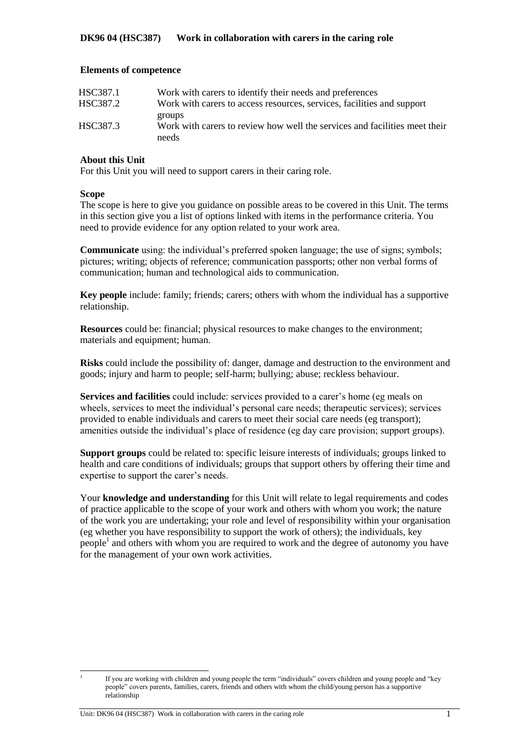# DK96 04 (HSC387) Work in collaboration with carers in the caring role

**Elements of competence**

| | |
|---|---|
| HSC387.1 | Work with carers to identify their needs and preferences |
| HSC387.2 | Work with carers to access resources, services, facilities and support groups |
| HSC387.3 | Work with carers to review how well the services and facilities meet their needs |

**About this Unit**

For this Unit you will need to support carers in their caring role.

**Scope**

The scope is here to give you guidance on possible areas to be covered in this Unit. The terms in this section give you a list of options linked with items in the performance criteria. You need to provide evidence for any option related to your work area.

**Communicate** using: the individual's preferred spoken language; the use of signs; symbols; pictures; writing; objects of reference; communication passports; other non verbal forms of communication; human and technological aids to communication.

**Key people** include: family; friends; carers; others with whom the individual has a supportive relationship.

**Resources** could be: financial; physical resources to make changes to the environment; materials and equipment; human.

**Risks** could include the possibility of: danger, damage and destruction to the environment and goods; injury and harm to people; self-harm; bullying; abuse; reckless behaviour.

**Services and facilities** could include: services provided to a carer's home (eg meals on wheels, services to meet the individual's personal care needs; therapeutic services); services provided to enable individuals and carers to meet their social care needs (eg transport); amenities outside the individual's place of residence (eg day care provision; support groups).

**Support groups** could be related to: specific leisure interests of individuals; groups linked to health and care conditions of individuals; groups that support others by offering their time and expertise to support the carer's needs.

Your **knowledge and understanding** for this Unit will relate to legal requirements and codes of practice applicable to the scope of your work and others with whom you work; the nature of the work you are undertaking; your role and level of responsibility within your organisation (eg whether you have responsibility to support the work of others); the individuals, key people[1] and others with whom you are required to work and the degree of autonomy you have for the management of your own work activities.

[1] If you are working with children and young people the term "individuals" covers children and young people and "key people" covers parents, families, carers, friends and others with whom the child/young person has a supportive relationship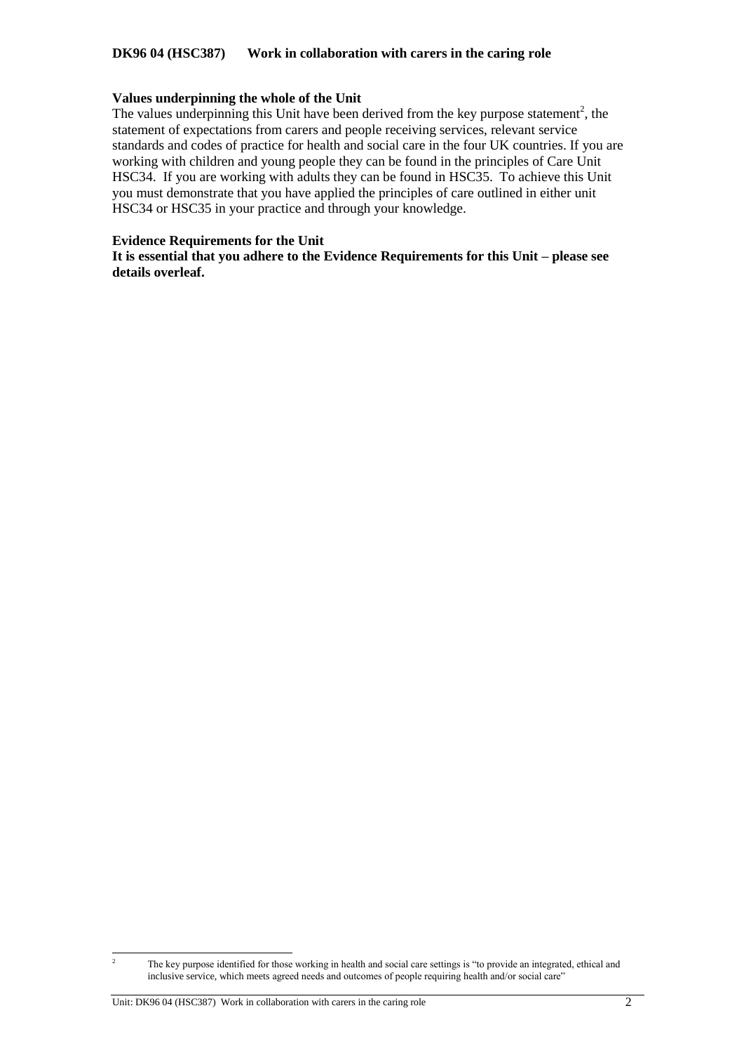**DK96 04 (HSC387) Work in collaboration with carers in the caring role**

**Values underpinning the whole of the Unit**

The values underpinning this Unit have been derived from the key purpose statement[2], the statement of expectations from carers and people receiving services, relevant service standards and codes of practice for health and social care in the four UK countries. If you are working with children and young people they can be found in the principles of Care Unit HSC34. If you are working with adults they can be found in HSC35. To achieve this Unit you must demonstrate that you have applied the principles of care outlined in either unit HSC34 or HSC35 in your practice and through your knowledge.

**Evidence Requirements for the Unit**

**It is essential that you adhere to the Evidence Requirements for this Unit – please see details overleaf.**

[2] The key purpose identified for those working in health and social care settings is "to provide an integrated, ethical and inclusive service, which meets agreed needs and outcomes of people requiring health and/or social care"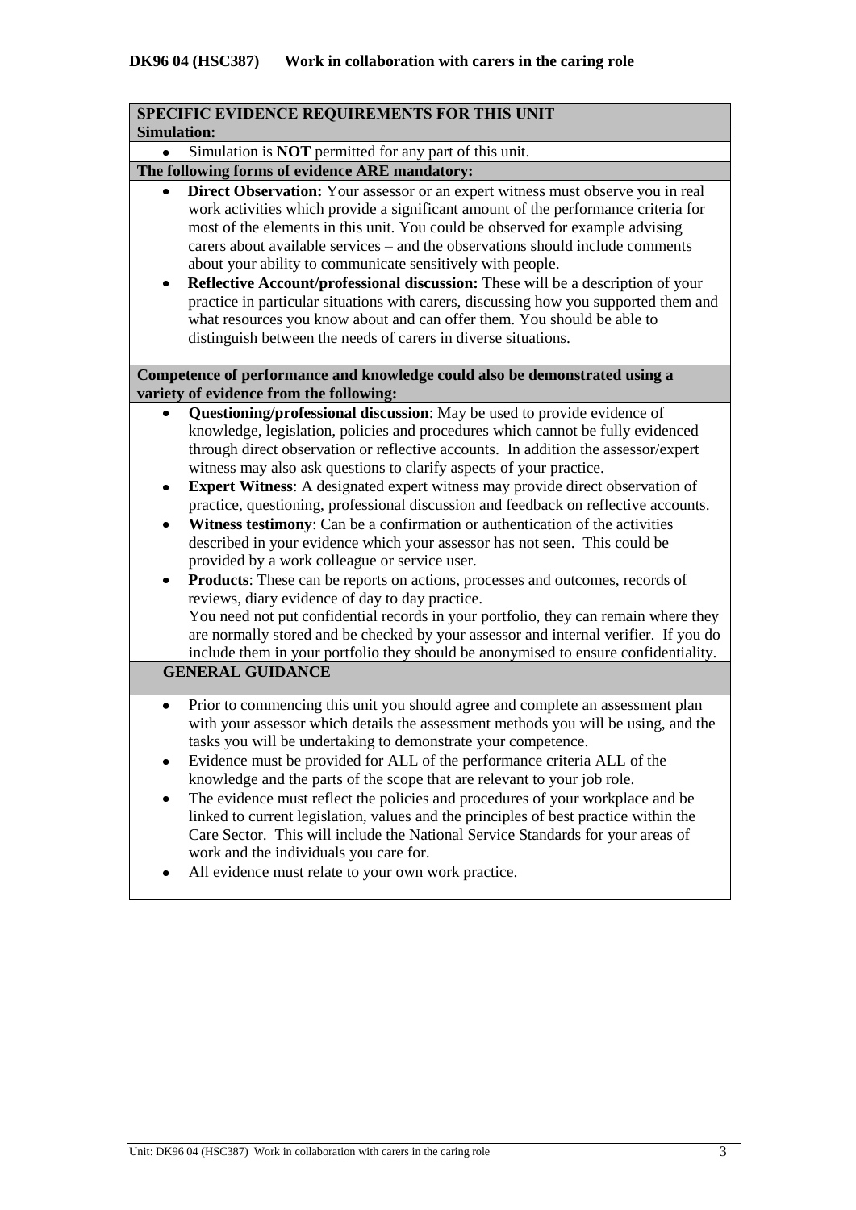**DK96 04 (HSC387) Work in collaboration with carers in the caring role**

## SPECIFIC EVIDENCE REQUIREMENTS FOR THIS UNIT

**Simulation:**

- Simulation is **NOT** permitted for any part of this unit.

**The following forms of evidence ARE mandatory:**

- **Direct Observation:** Your assessor or an expert witness must observe you in real work activities which provide a significant amount of the performance criteria for most of the elements in this unit. You could be observed for example advising carers about available services – and the observations should include comments about your ability to communicate sensitively with people.
- **Reflective Account/professional discussion:** These will be a description of your practice in particular situations with carers, discussing how you supported them and what resources you know about and can offer them. You should be able to distinguish between the needs of carers in diverse situations.

**Competence of performance and knowledge could also be demonstrated using a variety of evidence from the following:**

- **Questioning/professional discussion**: May be used to provide evidence of knowledge, legislation, policies and procedures which cannot be fully evidenced through direct observation or reflective accounts. In addition the assessor/expert witness may also ask questions to clarify aspects of your practice.
- **Expert Witness**: A designated expert witness may provide direct observation of practice, questioning, professional discussion and feedback on reflective accounts.
- **Witness testimony**: Can be a confirmation or authentication of the activities described in your evidence which your assessor has not seen. This could be provided by a work colleague or service user.
- **Products**: These can be reports on actions, processes and outcomes, records of reviews, diary evidence of day to day practice.
  You need not put confidential records in your portfolio, they can remain where they are normally stored and be checked by your assessor and internal verifier. If you do include them in your portfolio they should be anonymised to ensure confidentiality.

## GENERAL GUIDANCE

- Prior to commencing this unit you should agree and complete an assessment plan with your assessor which details the assessment methods you will be using, and the tasks you will be undertaking to demonstrate your competence.
- Evidence must be provided for ALL of the performance criteria ALL of the knowledge and the parts of the scope that are relevant to your job role.
- The evidence must reflect the policies and procedures of your workplace and be linked to current legislation, values and the principles of best practice within the Care Sector. This will include the National Service Standards for your areas of work and the individuals you care for.
- All evidence must relate to your own work practice.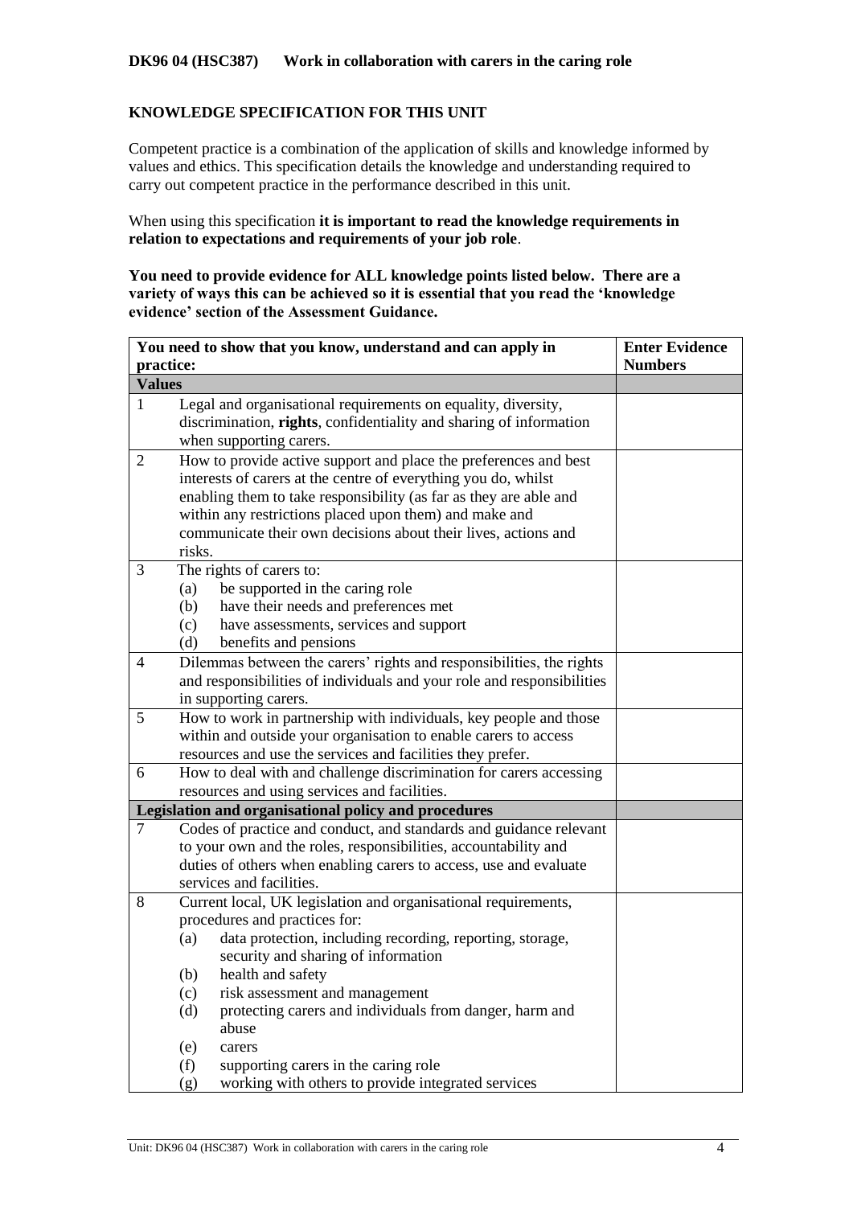**DK96 04 (HSC387) Work in collaboration with carers in the caring role**

**KNOWLEDGE SPECIFICATION FOR THIS UNIT**

Competent practice is a combination of the application of skills and knowledge informed by values and ethics. This specification details the knowledge and understanding required to carry out competent practice in the performance described in this unit.

When using this specification **it is important to read the knowledge requirements in relation to expectations and requirements of your job role**.

**You need to provide evidence for ALL knowledge points listed below. There are a variety of ways this can be achieved so it is essential that you read the 'knowledge evidence' section of the Assessment Guidance.**

| **You need to show that you know, understand and can apply in practice:** | **Enter Evidence Numbers** |
|---|---|
| **Values** | |
| 1 Legal and organisational requirements on equality, diversity, discrimination, **rights**, confidentiality and sharing of information when supporting carers. | |
| 2 How to provide active support and place the preferences and best interests of carers at the centre of everything you do, whilst enabling them to take responsibility (as far as they are able and within any restrictions placed upon them) and make and communicate their own decisions about their lives, actions and risks. | |
| 3 The rights of carers to:<br>(a) be supported in the caring role<br>(b) have their needs and preferences met<br>(c) have assessments, services and support<br>(d) benefits and pensions | |
| 4 Dilemmas between the carers' rights and responsibilities, the rights and responsibilities of individuals and your role and responsibilities in supporting carers. | |
| 5 How to work in partnership with individuals, key people and those within and outside your organisation to enable carers to access resources and use the services and facilities they prefer. | |
| 6 How to deal with and challenge discrimination for carers accessing resources and using services and facilities. | |
| **Legislation and organisational policy and procedures** | |
| 7 Codes of practice and conduct, and standards and guidance relevant to your own and the roles, responsibilities, accountability and duties of others when enabling carers to access, use and evaluate services and facilities. | |
| 8 Current local, UK legislation and organisational requirements, procedures and practices for:<br>(a) data protection, including recording, reporting, storage, security and sharing of information<br>(b) health and safety<br>(c) risk assessment and management<br>(d) protecting carers and individuals from danger, harm and abuse<br>(e) carers<br>(f) supporting carers in the caring role<br>(g) working with others to provide integrated services | |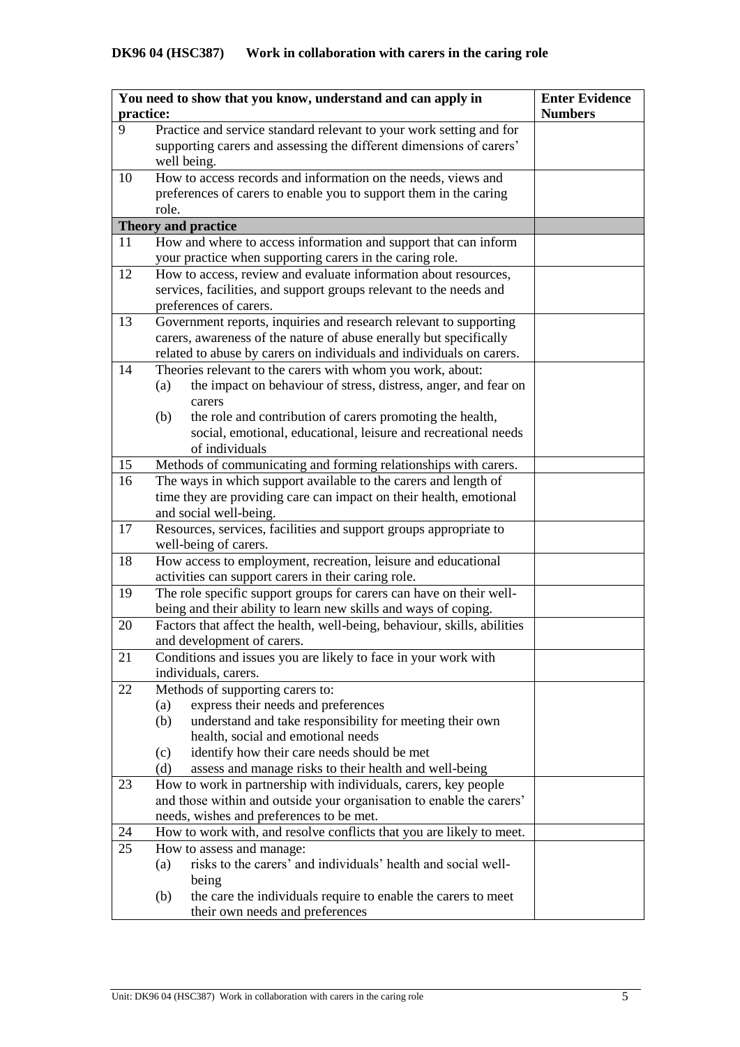**DK96 04 (HSC387) Work in collaboration with carers in the caring role**

| You need to show that you know, understand and can apply in practice: | | Enter Evidence Numbers |
|---|---|---|
| 9 | Practice and service standard relevant to your work setting and for supporting carers and assessing the different dimensions of carers' well being. | |
| 10 | How to access records and information on the needs, views and preferences of carers to enable you to support them in the caring role. | |
| **Theory and practice** | | |
| 11 | How and where to access information and support that can inform your practice when supporting carers in the caring role. | |
| 12 | How to access, review and evaluate information about resources, services, facilities, and support groups relevant to the needs and preferences of carers. | |
| 13 | Government reports, inquiries and research relevant to supporting carers, awareness of the nature of abuse enerally but specifically related to abuse by carers on individuals and individuals on carers. | |
| 14 | Theories relevant to the carers with whom you work, about: (a) the impact on behaviour of stress, distress, anger, and fear on carers (b) the role and contribution of carers promoting the health, social, emotional, educational, leisure and recreational needs of individuals | |
| 15 | Methods of communicating and forming relationships with carers. | |
| 16 | The ways in which support available to the carers and length of time they are providing care can impact on their health, emotional and social well-being. | |
| 17 | Resources, services, facilities and support groups appropriate to well-being of carers. | |
| 18 | How access to employment, recreation, leisure and educational activities can support carers in their caring role. | |
| 19 | The role specific support groups for carers can have on their well-being and their ability to learn new skills and ways of coping. | |
| 20 | Factors that affect the health, well-being, behaviour, skills, abilities and development of carers. | |
| 21 | Conditions and issues you are likely to face in your work with individuals, carers. | |
| 22 | Methods of supporting carers to: (a) express their needs and preferences (b) understand and take responsibility for meeting their own health, social and emotional needs (c) identify how their care needs should be met (d) assess and manage risks to their health and well-being | |
| 23 | How to work in partnership with individuals, carers, key people and those within and outside your organisation to enable the carers' needs, wishes and preferences to be met. | |
| 24 | How to work with, and resolve conflicts that you are likely to meet. | |
| 25 | How to assess and manage: (a) risks to the carers' and individuals' health and social well-being (b) the care the individuals require to enable the carers to meet their own needs and preferences | |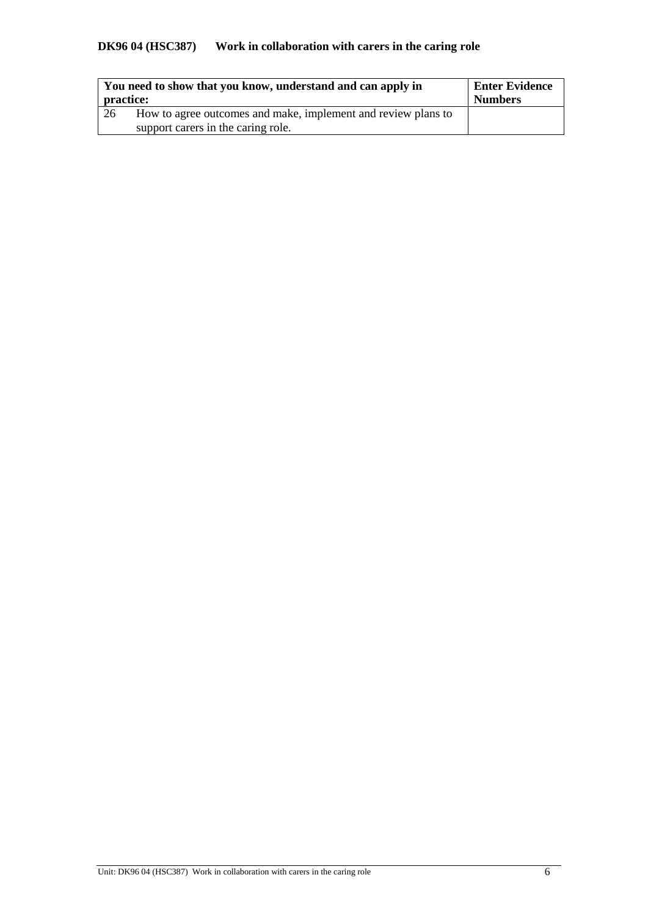**DK96 04 (HSC387) Work in collaboration with carers in the caring role**

| You need to show that you know, understand and can apply in practice: | | Enter Evidence Numbers |
|---|---|---|
| 26 | How to agree outcomes and make, implement and review plans to support carers in the caring role. | |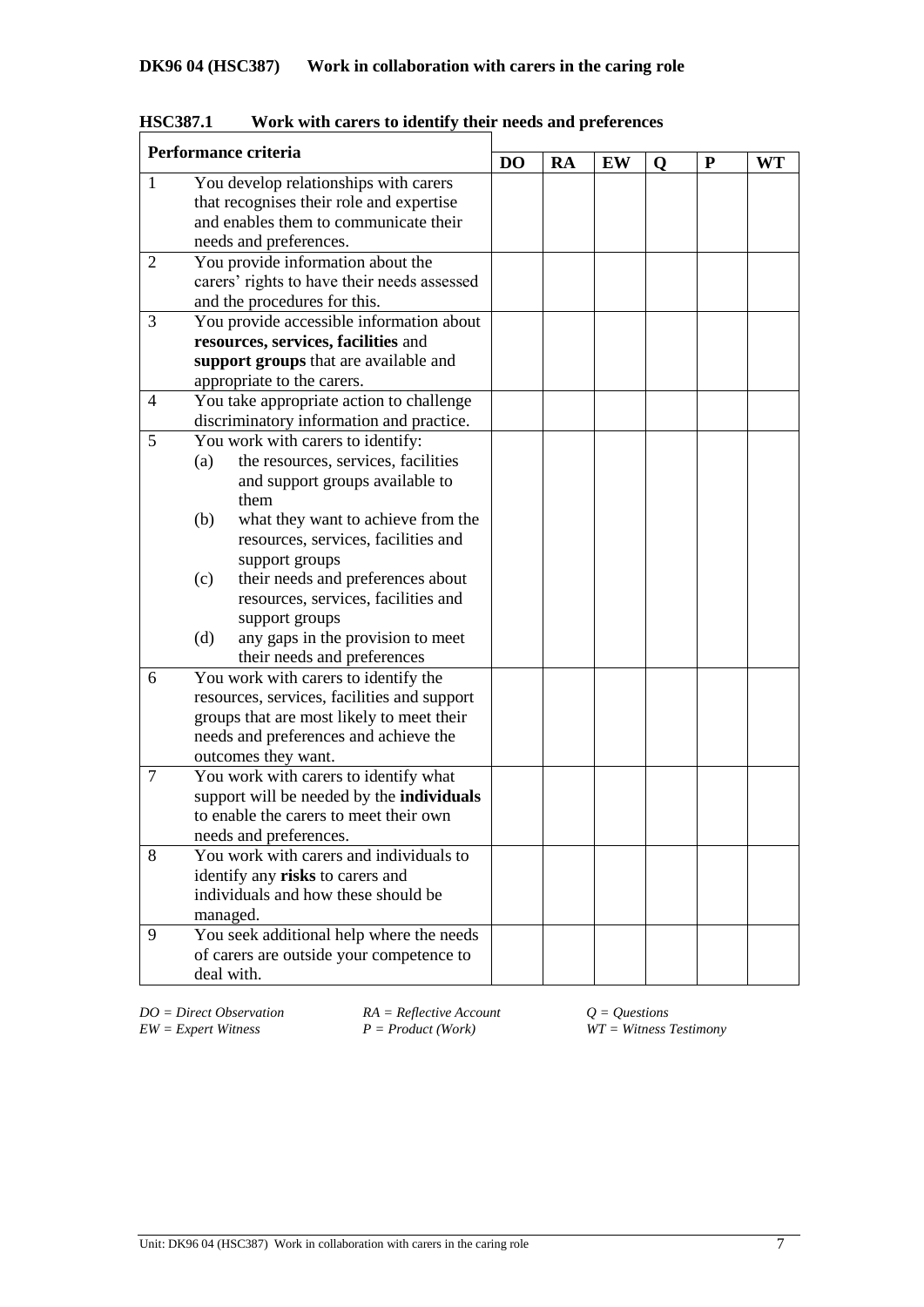**DK96 04 (HSC387) Work in collaboration with carers in the caring role**

**HSC387.1 Work with carers to identify their needs and preferences**

| Performance criteria | | DO | RA | EW | Q | P | WT |
|---|---|---|---|---|---|---|---|
| 1 | You develop relationships with carers that recognises their role and expertise and enables them to communicate their needs and preferences. | | | | | | |
| 2 | You provide information about the carers' rights to have their needs assessed and the procedures for this. | | | | | | |
| 3 | You provide accessible information about **resources, services, facilities** and **support groups** that are available and appropriate to the carers. | | | | | | |
| 4 | You take appropriate action to challenge discriminatory information and practice. | | | | | | |
| 5 | You work with carers to identify: (a) the resources, services, facilities and support groups available to them (b) what they want to achieve from the resources, services, facilities and support groups (c) their needs and preferences about resources, services, facilities and support groups (d) any gaps in the provision to meet their needs and preferences | | | | | | |
| 6 | You work with carers to identify the resources, services, facilities and support groups that are most likely to meet their needs and preferences and achieve the outcomes they want. | | | | | | |
| 7 | You work with carers to identify what support will be needed by the **individuals** to enable the carers to meet their own needs and preferences. | | | | | | |
| 8 | You work with carers and individuals to identify any **risks** to carers and individuals and how these should be managed. | | | | | | |
| 9 | You seek additional help where the needs of carers are outside your competence to deal with. | | | | | | |

*DO = Direct Observation* *RA = Reflective Account* *Q = Questions*
*EW = Expert Witness* *P = Product (Work)* *WT = Witness Testimony*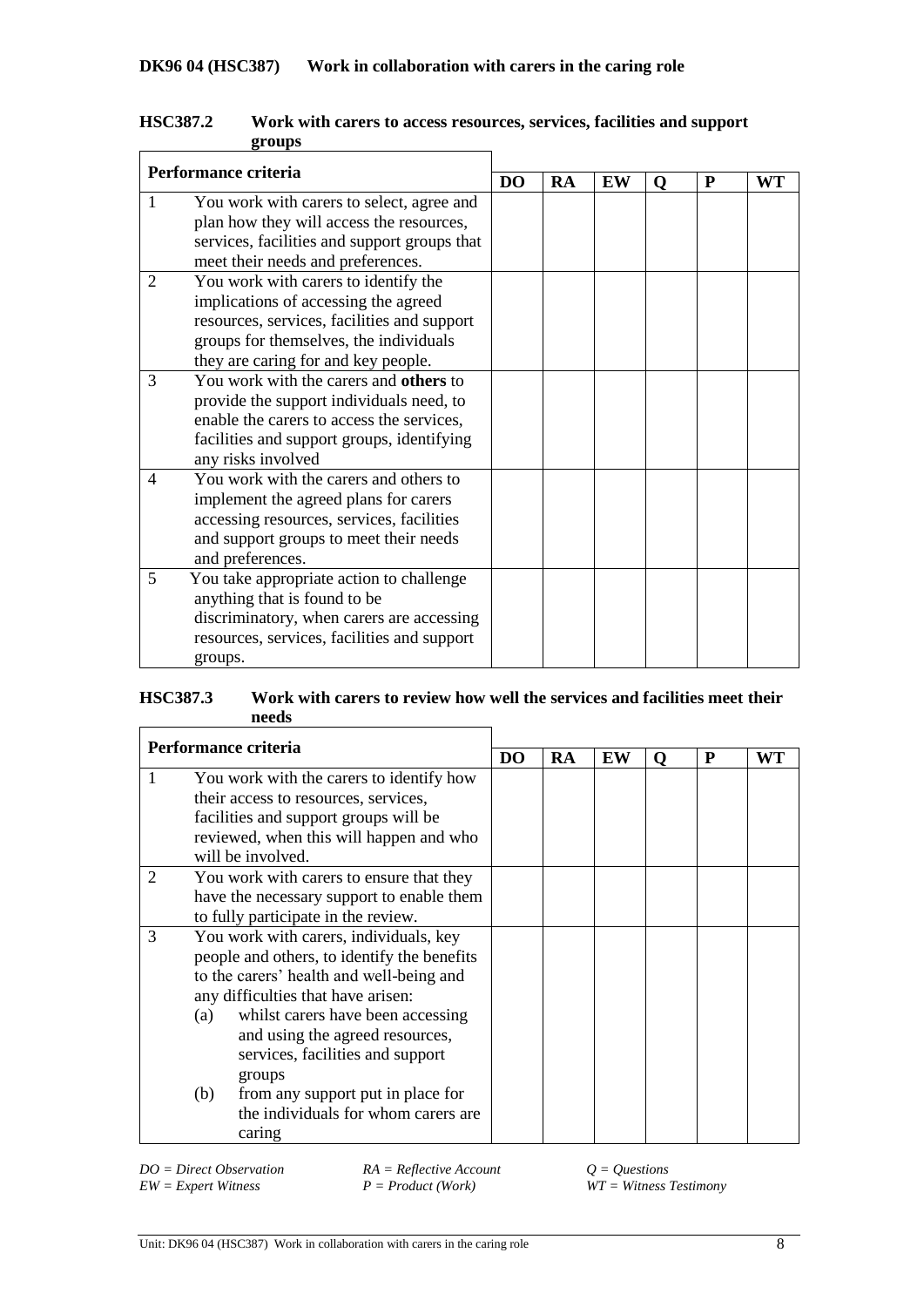## DK96 04 (HSC387) Work in collaboration with carers in the caring role

### HSC387.2 Work with carers to access resources, services, facilities and support groups

| Performance criteria | DO | RA | EW | Q | P | WT |
|---|---|---|---|---|---|---|
| 1 You work with carers to select, agree and plan how they will access the resources, services, facilities and support groups that meet their needs and preferences. | | | | | | |
| 2 You work with carers to identify the implications of accessing the agreed resources, services, facilities and support groups for themselves, the individuals they are caring for and key people. | | | | | | |
| 3 You work with the carers and **others** to provide the support individuals need, to enable the carers to access the services, facilities and support groups, identifying any risks involved | | | | | | |
| 4 You work with the carers and others to implement the agreed plans for carers accessing resources, services, facilities and support groups to meet their needs and preferences. | | | | | | |
| 5 You take appropriate action to challenge anything that is found to be discriminatory, when carers are accessing resources, services, facilities and support groups. | | | | | | |

### HSC387.3 Work with carers to review how well the services and facilities meet their needs

| Performance criteria | DO | RA | EW | Q | P | WT |
|---|---|---|---|---|---|---|
| 1 You work with the carers to identify how their access to resources, services, facilities and support groups will be reviewed, when this will happen and who will be involved. | | | | | | |
| 2 You work with carers to ensure that they have the necessary support to enable them to fully participate in the review. | | | | | | |
| 3 You work with carers, individuals, key people and others, to identify the benefits to the carers' health and well-being and any difficulties that have arisen: (a) whilst carers have been accessing and using the agreed resources, services, facilities and support groups (b) from any support put in place for the individuals for whom carers are caring | | | | | | |

*DO = Direct Observation* *RA = Reflective Account* *Q = Questions*
*EW = Expert Witness* *P = Product (Work)* *WT = Witness Testimony*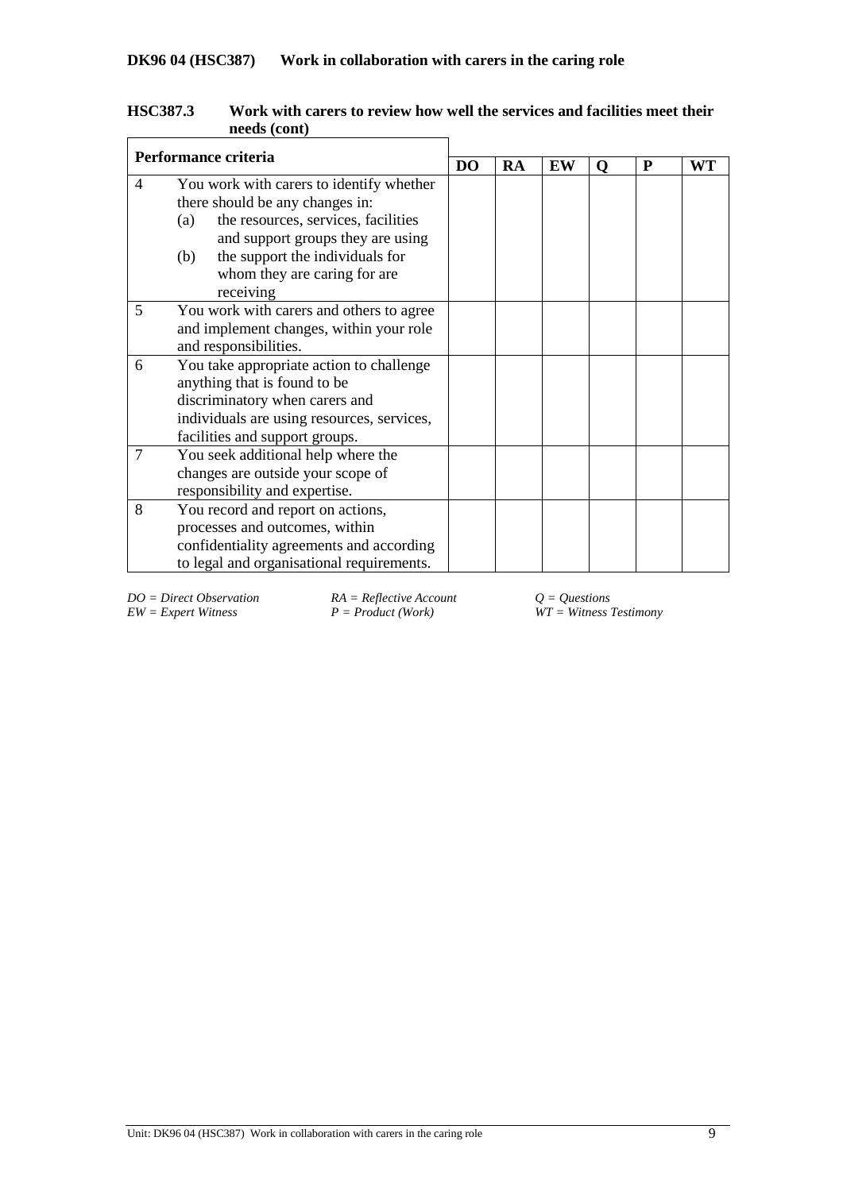**DK96 04 (HSC387) Work in collaboration with carers in the caring role**

**HSC387.3 Work with carers to review how well the services and facilities meet their needs (cont)**

| Performance criteria | | DO | RA | EW | Q | P | WT |
|---|---|---|---|---|---|---|---|
| 4 | You work with carers to identify whether there should be any changes in:<br>(a) the resources, services, facilities and support groups they are using<br>(b) the support the individuals for whom they are caring for are receiving | | | | | | |
| 5 | You work with carers and others to agree and implement changes, within your role and responsibilities. | | | | | | |
| 6 | You take appropriate action to challenge anything that is found to be discriminatory when carers and individuals are using resources, services, facilities and support groups. | | | | | | |
| 7 | You seek additional help where the changes are outside your scope of responsibility and expertise. | | | | | | |
| 8 | You record and report on actions, processes and outcomes, within confidentiality agreements and according to legal and organisational requirements. | | | | | | |

*DO = Direct Observation* *RA = Reflective Account* *Q = Questions*
*EW = Expert Witness* *P = Product (Work)* *WT = Witness Testimony*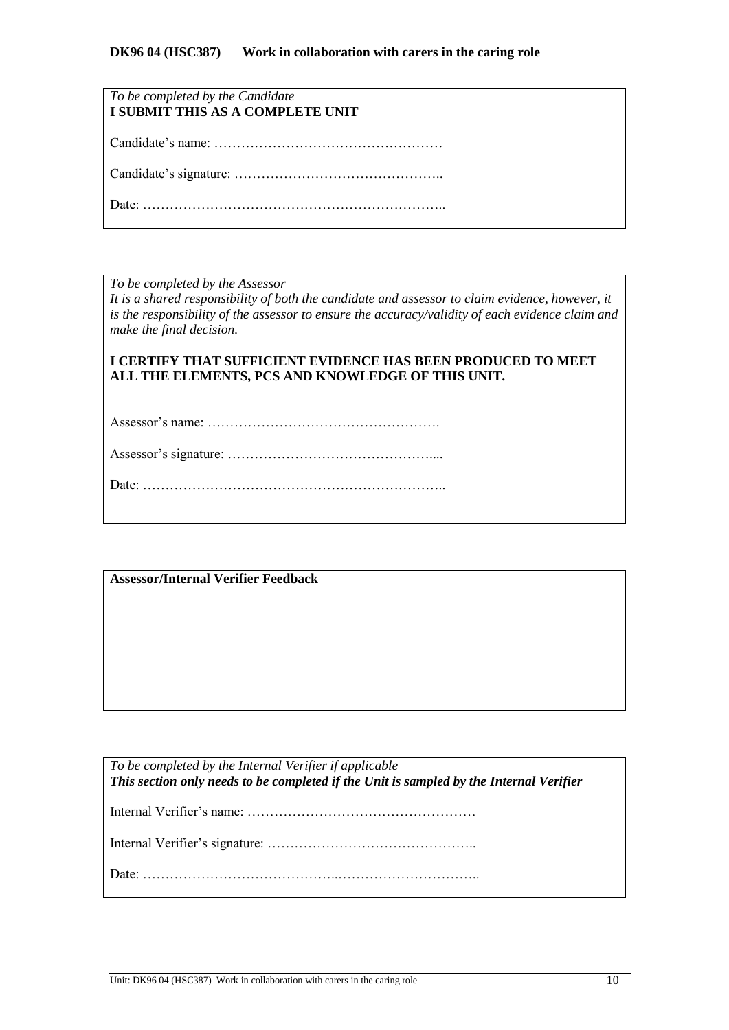**DK96 04 (HSC387) Work in collaboration with carers in the caring role**

*To be completed by the Candidate*
**I SUBMIT THIS AS A COMPLETE UNIT**

Candidate's name: ……………………………………………

Candidate's signature: ………………………………………..

Date: …………………………………………………………..

*To be completed by the Assessor*
*It is a shared responsibility of both the candidate and assessor to claim evidence, however, it is the responsibility of the assessor to ensure the accuracy/validity of each evidence claim and make the final decision.*

**I CERTIFY THAT SUFFICIENT EVIDENCE HAS BEEN PRODUCED TO MEET ALL THE ELEMENTS, PCS AND KNOWLEDGE OF THIS UNIT.**

Assessor's name: …………………………………………….

Assessor's signature: ……………………………………....

Date: …………………………………………………………..

**Assessor/Internal Verifier Feedback**

*To be completed by the Internal Verifier if applicable*
***This section only needs to be completed if the Unit is sampled by the Internal Verifier***

Internal Verifier's name: ……………………………………………

Internal Verifier's signature: ………………………………………..

Date: …………………………………..…………………………..